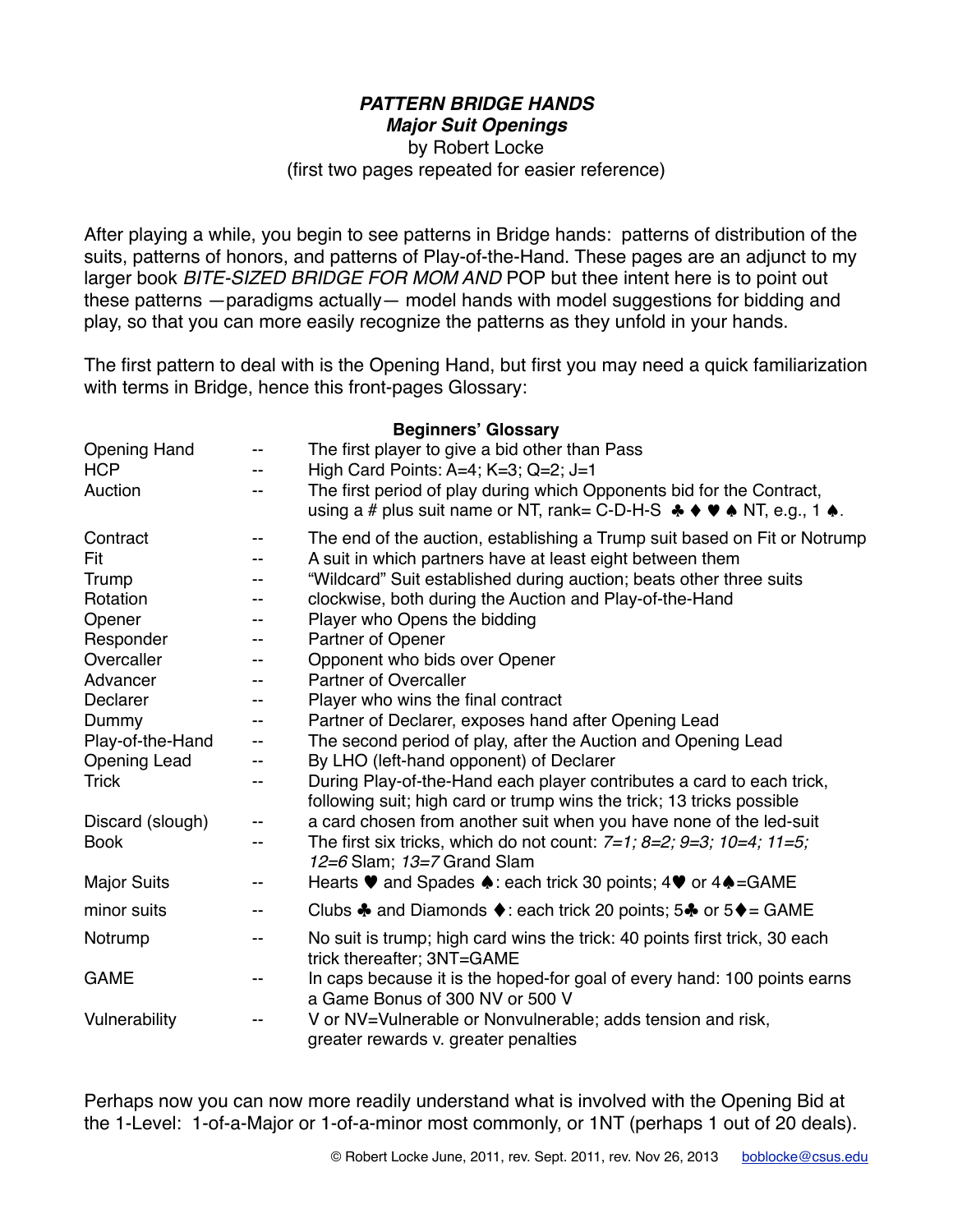***PATTERN BRIDGE HANDS***
***Major Suit Openings***
by Robert Locke
(first two pages repeated for easier reference)

After playing a while, you begin to see patterns in Bridge hands: patterns of distribution of the suits, patterns of honors, and patterns of Play-of-the-Hand. These pages are an adjunct to my larger book *BITE-SIZED BRIDGE FOR MOM AND* POP but thee intent here is to point out these patterns —paradigms actually— model hands with model suggestions for bidding and play, so that you can more easily recognize the patterns as they unfold in your hands.

The first pattern to deal with is the Opening Hand, but first you may need a quick familiarization with terms in Bridge, hence this front-pages Glossary:

**Beginners' Glossary**

| | | |
|---|---|---|
| Opening Hand | -- | The first player to give a bid other than Pass |
| HCP | -- | High Card Points: A=4; K=3; Q=2; J=1 |
| Auction | -- | The first period of play during which Opponents bid for the Contract, using a # plus suit name or NT, rank= C-D-H-S ♣ ♦ ♥ ♠ NT, e.g., 1 ♠. |
| Contract | -- | The end of the auction, establishing a Trump suit based on Fit or Notrump |
| Fit | -- | A suit in which partners have at least eight between them |
| Trump | -- | "Wildcard" Suit established during auction; beats other three suits |
| Rotation | -- | clockwise, both during the Auction and Play-of-the-Hand |
| Opener | -- | Player who Opens the bidding |
| Responder | -- | Partner of Opener |
| Overcaller | -- | Opponent who bids over Opener |
| Advancer | -- | Partner of Overcaller |
| Declarer | -- | Player who wins the final contract |
| Dummy | -- | Partner of Declarer, exposes hand after Opening Lead |
| Play-of-the-Hand | -- | The second period of play, after the Auction and Opening Lead |
| Opening Lead | -- | By LHO (left-hand opponent) of Declarer |
| Trick | -- | During Play-of-the-Hand each player contributes a card to each trick, following suit; high card or trump wins the trick; 13 tricks possible |
| Discard (slough) | -- | a card chosen from another suit when you have none of the led-suit |
| Book | -- | The first six tricks, which do not count: *7=1; 8=2; 9=3; 10=4; 11=5; 12=6* Slam; *13=7* Grand Slam |
| Major Suits | -- | Hearts ♥ and Spades ♠: each trick 30 points; 4♥ or 4♠=GAME |
| minor suits | -- | Clubs ♣ and Diamonds ♦: each trick 20 points; 5♣ or 5♦= GAME |
| Notrump | -- | No suit is trump; high card wins the trick: 40 points first trick, 30 each trick thereafter; 3NT=GAME |
| GAME | -- | In caps because it is the hoped-for goal of every hand: 100 points earns a Game Bonus of 300 NV or 500 V |
| Vulnerability | -- | V or NV=Vulnerable or Nonvulnerable; adds tension and risk, greater rewards v. greater penalties |

Perhaps now you can now more readily understand what is involved with the Opening Bid at the 1-Level: 1-of-a-Major or 1-of-a-minor most commonly, or 1NT (perhaps 1 out of 20 deals).

© Robert Locke June, 2011, rev. Sept. 2011, rev. Nov 26, 2013 boblocke@csus.edu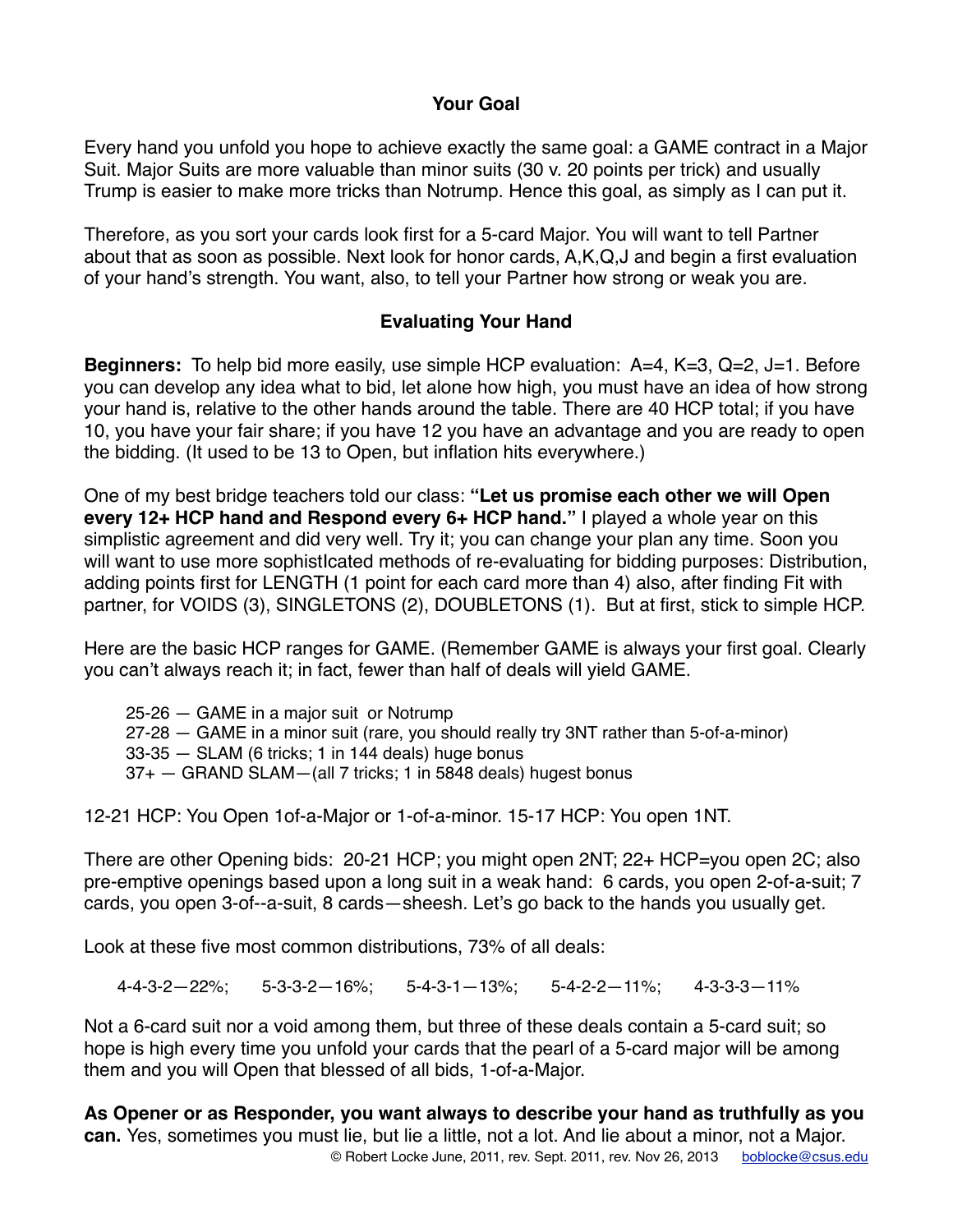## Your Goal

Every hand you unfold you hope to achieve exactly the same goal: a GAME contract in a Major Suit. Major Suits are more valuable than minor suits (30 v. 20 points per trick) and usually Trump is easier to make more tricks than Notrump. Hence this goal, as simply as I can put it.

Therefore, as you sort your cards look first for a 5-card Major. You will want to tell Partner about that as soon as possible. Next look for honor cards, A,K,Q,J and begin a first evaluation of your hand's strength. You want, also, to tell your Partner how strong or weak you are.

## Evaluating Your Hand

**Beginners:** To help bid more easily, use simple HCP evaluation: A=4, K=3, Q=2, J=1. Before you can develop any idea what to bid, let alone how high, you must have an idea of how strong your hand is, relative to the other hands around the table. There are 40 HCP total; if you have 10, you have your fair share; if you have 12 you have an advantage and you are ready to open the bidding. (It used to be 13 to Open, but inflation hits everywhere.)

One of my best bridge teachers told our class: **"Let us promise each other we will Open every 12+ HCP hand and Respond every 6+ HCP hand."** I played a whole year on this simplistic agreement and did very well. Try it; you can change your plan any time. Soon you will want to use more sophistIcated methods of re-evaluating for bidding purposes: Distribution, adding points first for LENGTH (1 point for each card more than 4) also, after finding Fit with partner, for VOIDS (3), SINGLETONS (2), DOUBLETONS (1). But at first, stick to simple HCP.

Here are the basic HCP ranges for GAME. (Remember GAME is always your first goal. Clearly you can't always reach it; in fact, fewer than half of deals will yield GAME.

- 25-26 — GAME in a major suit or Notrump
- 27-28 — GAME in a minor suit (rare, you should really try 3NT rather than 5-of-a-minor)
- 33-35 — SLAM (6 tricks; 1 in 144 deals) huge bonus
- 37+ — GRAND SLAM—(all 7 tricks; 1 in 5848 deals) hugest bonus

12-21 HCP: You Open 1of-a-Major or 1-of-a-minor. 15-17 HCP: You open 1NT.

There are other Opening bids: 20-21 HCP; you might open 2NT; 22+ HCP=you open 2C; also pre-emptive openings based upon a long suit in a weak hand: 6 cards, you open 2-of-a-suit; 7 cards, you open 3-of--a-suit, 8 cards—sheesh. Let's go back to the hands you usually get.

Look at these five most common distributions, 73% of all deals:

4-4-3-2—22%; 5-3-3-2—16%; 5-4-3-1—13%; 5-4-2-2—11%; 4-3-3-3—11%

Not a 6-card suit nor a void among them, but three of these deals contain a 5-card suit; so hope is high every time you unfold your cards that the pearl of a 5-card major will be among them and you will Open that blessed of all bids, 1-of-a-Major.

**As Opener or as Responder, you want always to describe your hand as truthfully as you can.** Yes, sometimes you must lie, but lie a little, not a lot. And lie about a minor, not a Major.

© Robert Locke June, 2011, rev. Sept. 2011, rev. Nov 26, 2013 boblocke@csus.edu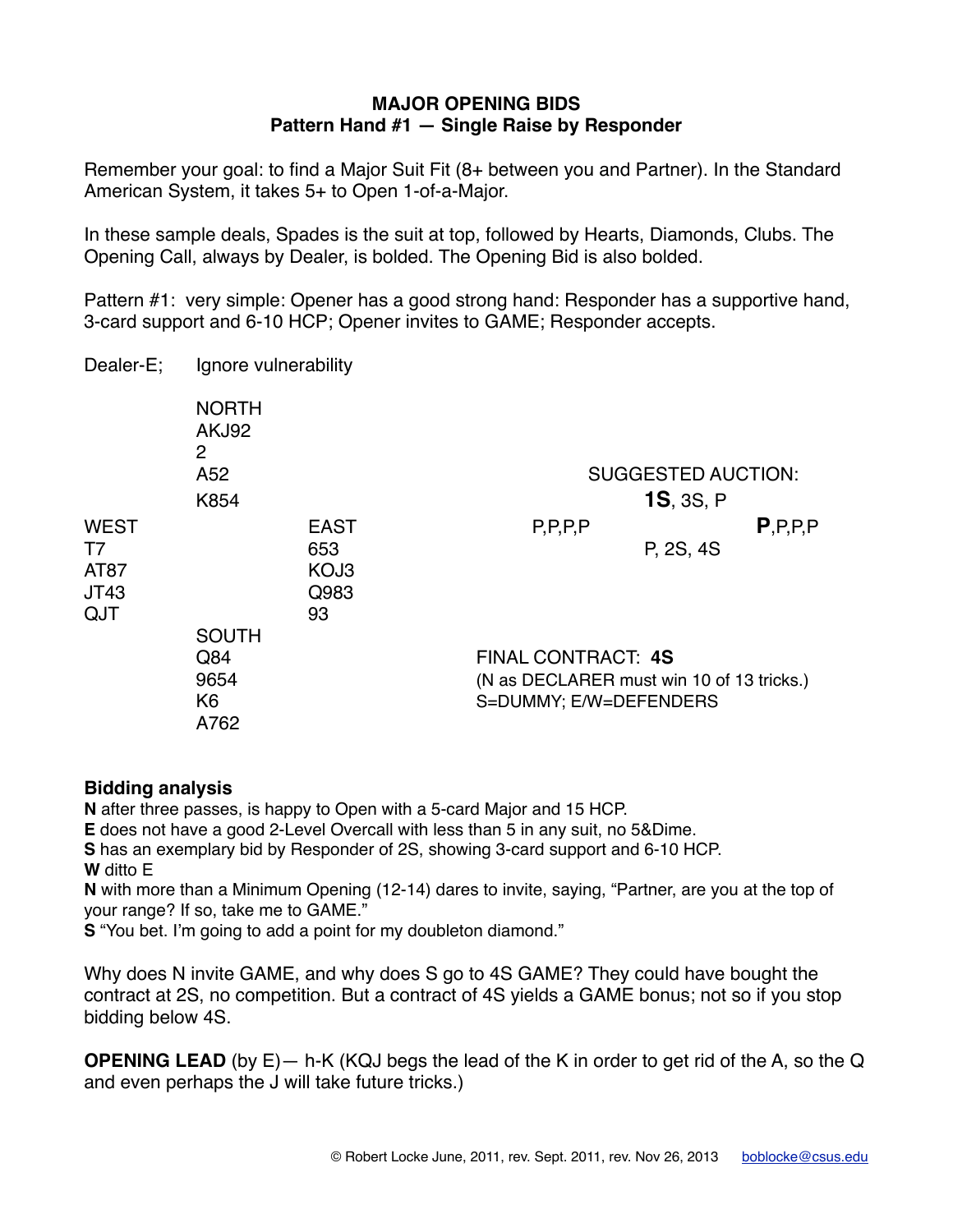# MAJOR OPENING BIDS
## Pattern Hand #1 — Single Raise by Responder

Remember your goal: to find a Major Suit Fit (8+ between you and Partner). In the Standard American System, it takes 5+ to Open 1-of-a-Major.

In these sample deals, Spades is the suit at top, followed by Hearts, Diamonds, Clubs. The Opening Call, always by Dealer, is bolded. The Opening Bid is also bolded.

Pattern #1: very simple: Opener has a good strong hand: Responder has a supportive hand, 3-card support and 6-10 HCP; Opener invites to GAME; Responder accepts.

Dealer-E; Ignore vulnerability

```
            NORTH
            AKJ92
            2
            A52
            K854
WEST                    EAST
T7                      653
AT87                    KOJ3
JT43                    Q983
QJT                     93
            SOUTH
            Q84
            9654
            K6
            A762
```

SUGGESTED AUCTION:

| | | | |
|---|---|---|---|
| | **1S**, 3S, P | | |
| P,P,P,P | | | **P**,P,P,P |
| | P, 2S, 4S | | |

FINAL CONTRACT: **4S**
(N as DECLARER must win 10 of 13 tricks.)
S=DUMMY; E/W=DEFENDERS

**Bidding analysis**

**N** after three passes, is happy to Open with a 5-card Major and 15 HCP.
**E** does not have a good 2-Level Overcall with less than 5 in any suit, no 5&Dime.
**S** has an exemplary bid by Responder of 2S, showing 3-card support and 6-10 HCP.
**W** ditto E
**N** with more than a Minimum Opening (12-14) dares to invite, saying, "Partner, are you at the top of your range? If so, take me to GAME."
**S** "You bet. I'm going to add a point for my doubleton diamond."

Why does N invite GAME, and why does S go to 4S GAME? They could have bought the contract at 2S, no competition. But a contract of 4S yields a GAME bonus; not so if you stop bidding below 4S.

**OPENING LEAD** (by E)— h-K (KQJ begs the lead of the K in order to get rid of the A, so the Q and even perhaps the J will take future tricks.)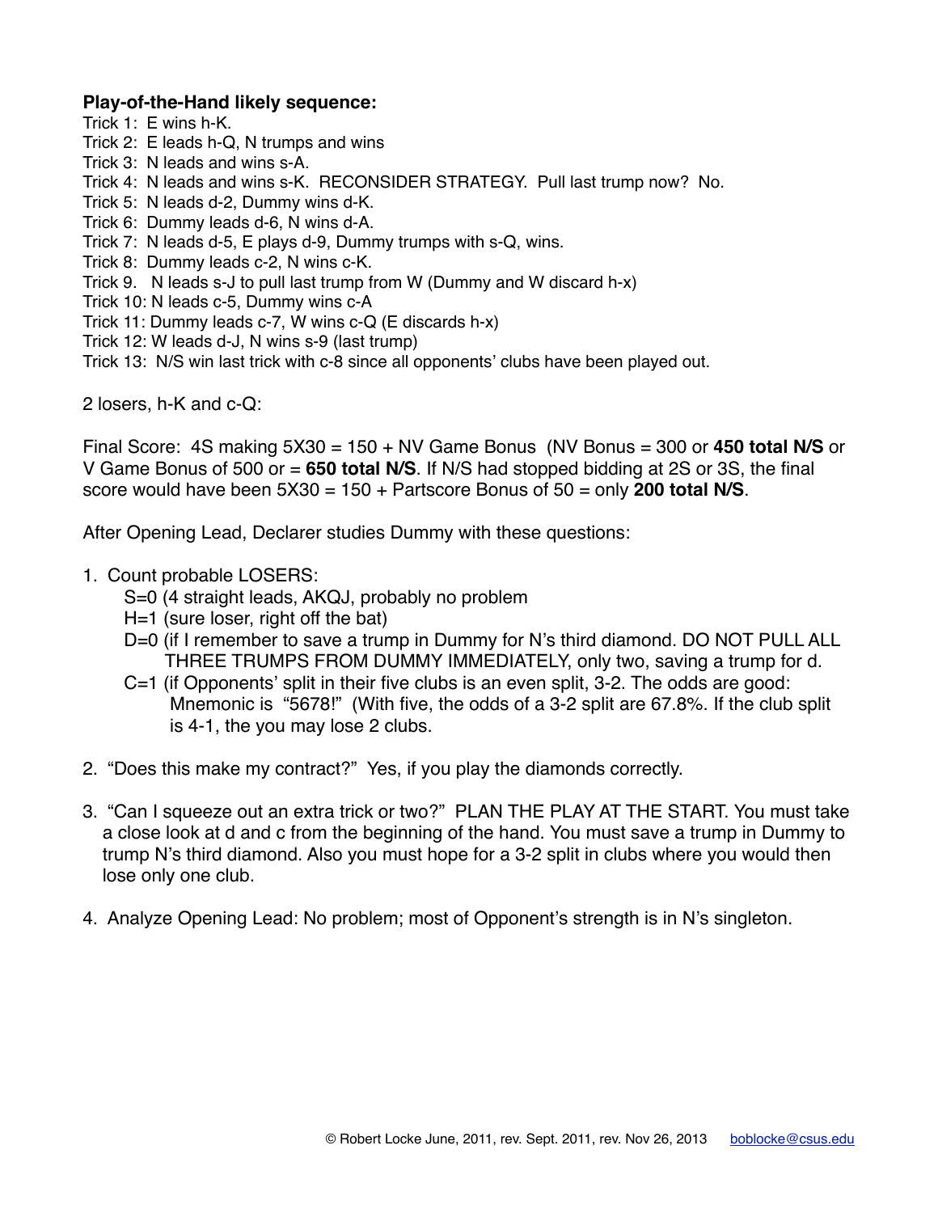**Play-of-the-Hand likely sequence:**

Trick 1: E wins h-K.
Trick 2: E leads h-Q, N trumps and wins
Trick 3: N leads and wins s-A.
Trick 4: N leads and wins s-K. RECONSIDER STRATEGY. Pull last trump now? No.
Trick 5: N leads d-2, Dummy wins d-K.
Trick 6: Dummy leads d-6, N wins d-A.
Trick 7: N leads d-5, E plays d-9, Dummy trumps with s-Q, wins.
Trick 8: Dummy leads c-2, N wins c-K.
Trick 9. N leads s-J to pull last trump from W (Dummy and W discard h-x)
Trick 10: N leads c-5, Dummy wins c-A
Trick 11: Dummy leads c-7, W wins c-Q (E discards h-x)
Trick 12: W leads d-J, N wins s-9 (last trump)
Trick 13: N/S win last trick with c-8 since all opponents' clubs have been played out.

2 losers, h-K and c-Q:

Final Score: 4S making 5X30 = 150 + NV Game Bonus (NV Bonus = 300 or **450 total N/S** or V Game Bonus of 500 or = **650 total N/S**. If N/S had stopped bidding at 2S or 3S, the final score would have been 5X30 = 150 + Partscore Bonus of 50 = only **200 total N/S**.

After Opening Lead, Declarer studies Dummy with these questions:

1. Count probable LOSERS:
   - S=0 (4 straight leads, AKQJ, probably no problem
   - H=1 (sure loser, right off the bat)
   - D=0 (if I remember to save a trump in Dummy for N's third diamond. DO NOT PULL ALL THREE TRUMPS FROM DUMMY IMMEDIATELY, only two, saving a trump for d.
   - C=1 (if Opponents' split in their five clubs is an even split, 3-2. The odds are good: Mnemonic is "5678!" (With five, the odds of a 3-2 split are 67.8%. If the club split is 4-1, the you may lose 2 clubs.
2. "Does this make my contract?" Yes, if you play the diamonds correctly.
3. "Can I squeeze out an extra trick or two?" PLAN THE PLAY AT THE START. You must take a close look at d and c from the beginning of the hand. You must save a trump in Dummy to trump N's third diamond. Also you must hope for a 3-2 split in clubs where you would then lose only one club.
4. Analyze Opening Lead: No problem; most of Opponent's strength is in N's singleton.

© Robert Locke June, 2011, rev. Sept. 2011, rev. Nov 26, 2013 boblocke@csus.edu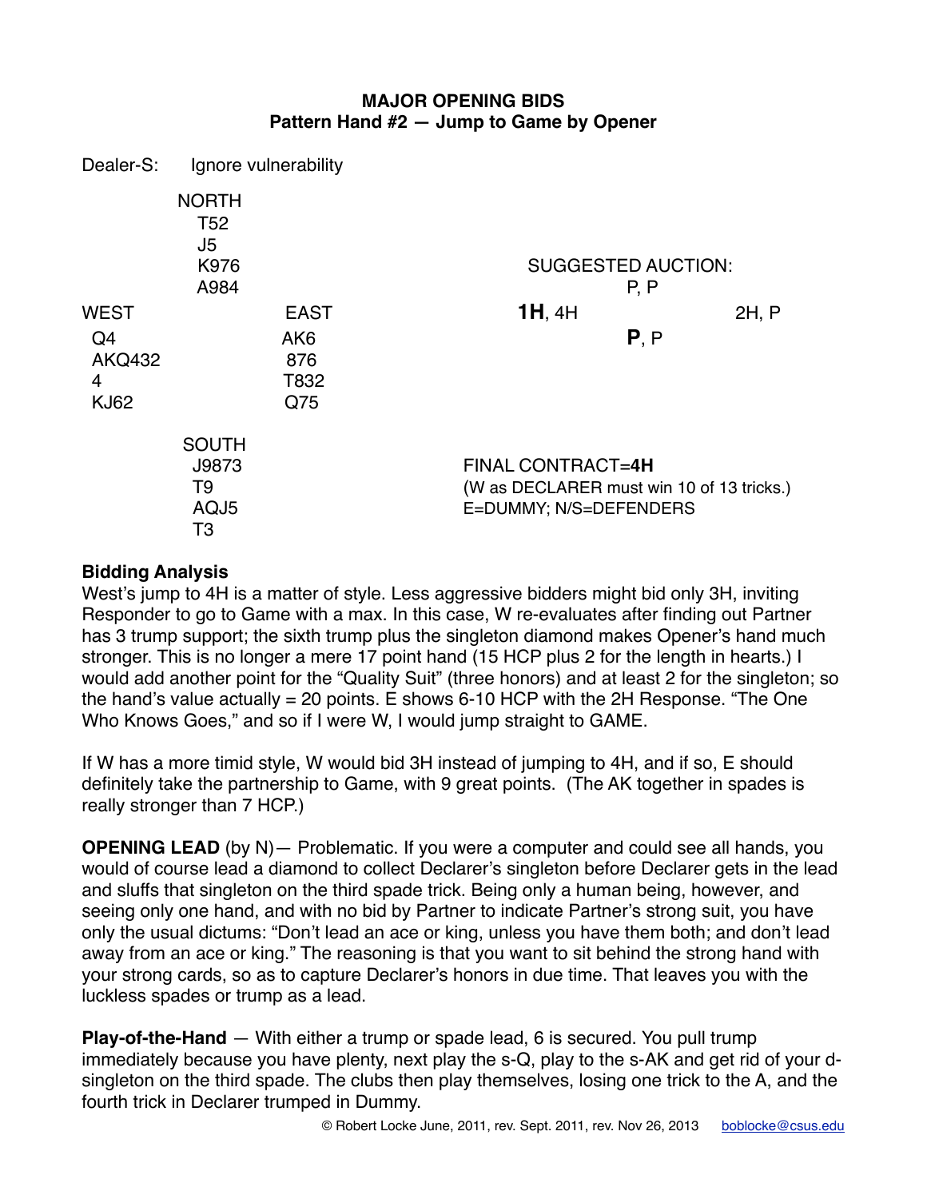## MAJOR OPENING BIDS
### Pattern Hand #2 — Jump to Game by Opener

Dealer-S: Ignore vulnerability

NORTH
T52
J5
K976
A984

WEST
Q4
AKQ432
4
KJ62

EAST
AK6
876
T832
Q75

SOUTH
J9873
T9
AQJ5
T3

SUGGESTED AUCTION:

| | | |
|---|---|---|
| | P, P | |
| **1H**, 4H | | 2H, P |
| | **P**, P | |

FINAL CONTRACT=**4H**
(W as DECLARER must win 10 of 13 tricks.)
E=DUMMY; N/S=DEFENDERS

**Bidding Analysis**
West's jump to 4H is a matter of style. Less aggressive bidders might bid only 3H, inviting Responder to go to Game with a max. In this case, W re-evaluates after finding out Partner has 3 trump support; the sixth trump plus the singleton diamond makes Opener's hand much stronger. This is no longer a mere 17 point hand (15 HCP plus 2 for the length in hearts.) I would add another point for the "Quality Suit" (three honors) and at least 2 for the singleton; so the hand's value actually = 20 points. E shows 6-10 HCP with the 2H Response. "The One Who Knows Goes," and so if I were W, I would jump straight to GAME.

If W has a more timid style, W would bid 3H instead of jumping to 4H, and if so, E should definitely take the partnership to Game, with 9 great points. (The AK together in spades is really stronger than 7 HCP.)

**OPENING LEAD** (by N)— Problematic. If you were a computer and could see all hands, you would of course lead a diamond to collect Declarer's singleton before Declarer gets in the lead and sluffs that singleton on the third spade trick. Being only a human being, however, and seeing only one hand, and with no bid by Partner to indicate Partner's strong suit, you have only the usual dictums: "Don't lead an ace or king, unless you have them both; and don't lead away from an ace or king." The reasoning is that you want to sit behind the strong hand with your strong cards, so as to capture Declarer's honors in due time. That leaves you with the luckless spades or trump as a lead.

**Play-of-the-Hand** — With either a trump or spade lead, 6 is secured. You pull trump immediately because you have plenty, next play the s-Q, play to the s-AK and get rid of your d-singleton on the third spade. The clubs then play themselves, losing one trick to the A, and the fourth trick in Declarer trumped in Dummy.

© Robert Locke June, 2011, rev. Sept. 2011, rev. Nov 26, 2013 boblocke@csus.edu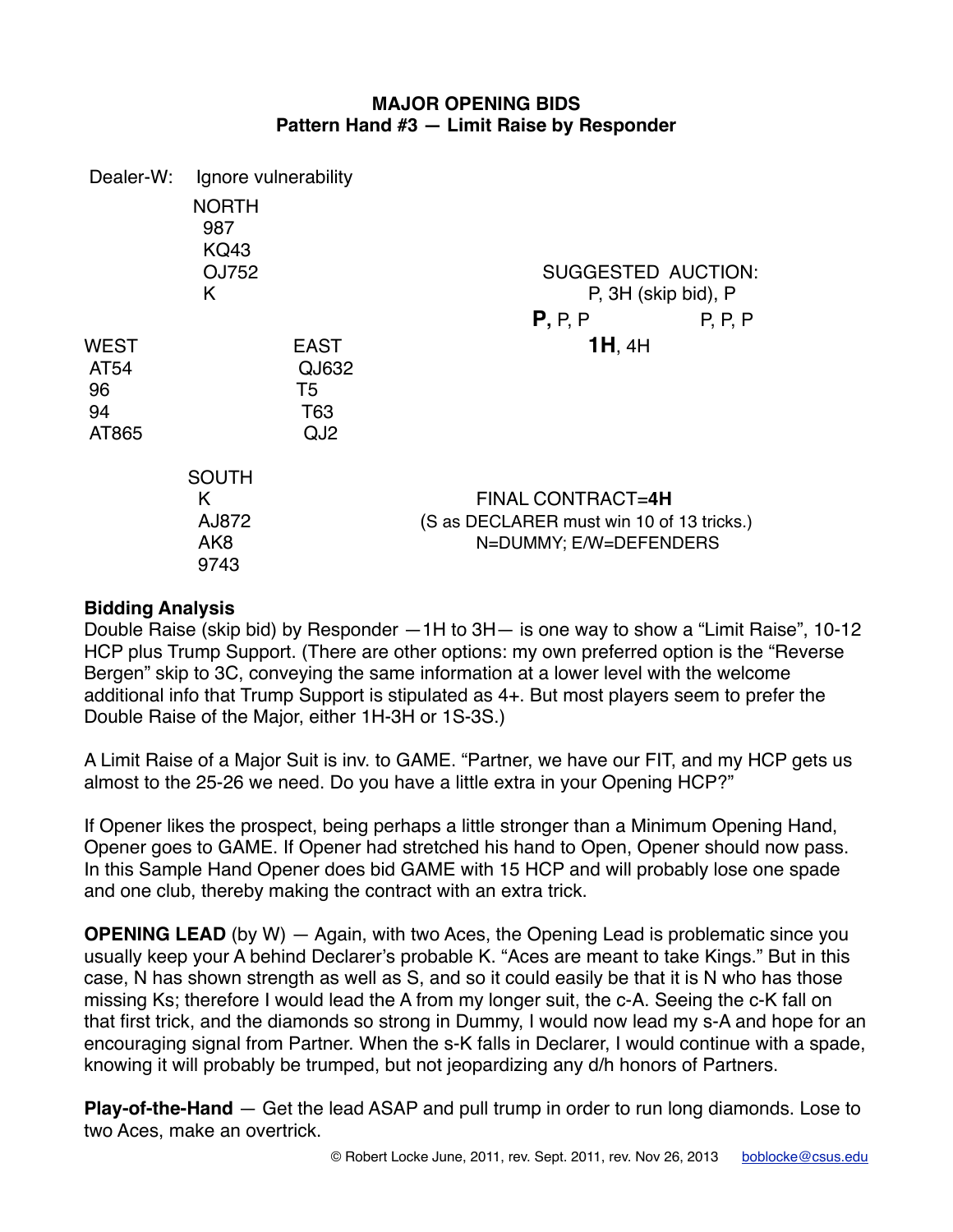**MAJOR OPENING BIDS**
**Pattern Hand #3 — Limit Raise by Responder**

Dealer-W: Ignore vulnerability

NORTH
987
KQ43
QJ752
K

WEST
AT54
96
94
AT865

EAST
QJ632
T5
T63
QJ2

SOUTH
K
AJ872
AK8
9743

SUGGESTED AUCTION:

P, 3H (skip bid), P
**P,** P, P P, P, P
**1H**, 4H

FINAL CONTRACT=**4H**
(S as DECLARER must win 10 of 13 tricks.)
N=DUMMY; E/W=DEFENDERS

**Bidding Analysis**

Double Raise (skip bid) by Responder —1H to 3H— is one way to show a "Limit Raise", 10-12 HCP plus Trump Support. (There are other options: my own preferred option is the "Reverse Bergen" skip to 3C, conveying the same information at a lower level with the welcome additional info that Trump Support is stipulated as 4+. But most players seem to prefer the Double Raise of the Major, either 1H-3H or 1S-3S.)

A Limit Raise of a Major Suit is inv. to GAME. "Partner, we have our FIT, and my HCP gets us almost to the 25-26 we need. Do you have a little extra in your Opening HCP?"

If Opener likes the prospect, being perhaps a little stronger than a Minimum Opening Hand, Opener goes to GAME. If Opener had stretched his hand to Open, Opener should now pass. In this Sample Hand Opener does bid GAME with 15 HCP and will probably lose one spade and one club, thereby making the contract with an extra trick.

**OPENING LEAD** (by W) — Again, with two Aces, the Opening Lead is problematic since you usually keep your A behind Declarer's probable K. "Aces are meant to take Kings." But in this case, N has shown strength as well as S, and so it could easily be that it is N who has those missing Ks; therefore I would lead the A from my longer suit, the c-A. Seeing the c-K fall on that first trick, and the diamonds so strong in Dummy, I would now lead my s-A and hope for an encouraging signal from Partner. When the s-K falls in Declarer, I would continue with a spade, knowing it will probably be trumped, but not jeopardizing any d/h honors of Partners.

**Play-of-the-Hand** — Get the lead ASAP and pull trump in order to run long diamonds. Lose to two Aces, make an overtrick.

© Robert Locke June, 2011, rev. Sept. 2011, rev. Nov 26, 2013 boblocke@csus.edu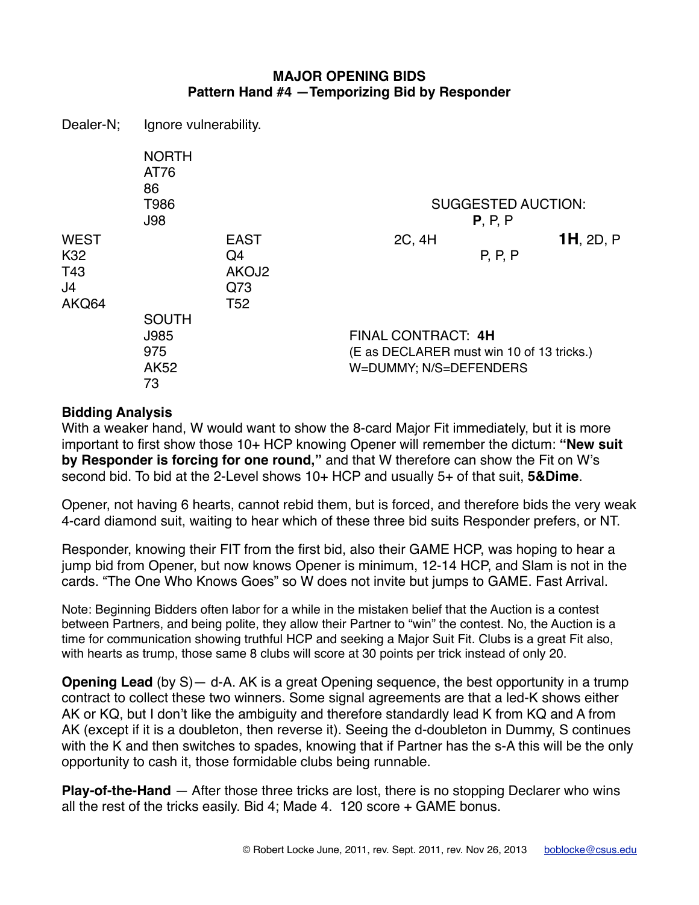## MAJOR OPENING BIDS
### Pattern Hand #4 —Temporizing Bid by Responder

Dealer-N; Ignore vulnerability.

| | NORTH | |
|---|---|---|
| | AT76 | |
| | 86 | |
| | T986 | |
| | J98 | |
| **WEST** | | **EAST** |
| K32 | | Q4 |
| T43 | | AKOJ2 |
| J4 | | Q73 |
| AKQ64 | | T52 |
| | **SOUTH** | |
| | J985 | |
| | 975 | |
| | AK52 | |
| | 73 | |

SUGGESTED AUCTION:

| | | |
|---|---|---|
| | **P**, P, P | |
| 2C, 4H | | **1H**, 2D, P |
| | P, P, P | |

FINAL CONTRACT: **4H**
(E as DECLARER must win 10 of 13 tricks.)
W=DUMMY; N/S=DEFENDERS

**Bidding Analysis**
With a weaker hand, W would want to show the 8-card Major Fit immediately, but it is more important to first show those 10+ HCP knowing Opener will remember the dictum: **"New suit by Responder is forcing for one round,"** and that W therefore can show the Fit on W's second bid. To bid at the 2-Level shows 10+ HCP and usually 5+ of that suit, **5&Dime**.

Opener, not having 6 hearts, cannot rebid them, but is forced, and therefore bids the very weak 4-card diamond suit, waiting to hear which of these three bid suits Responder prefers, or NT.

Responder, knowing their FIT from the first bid, also their GAME HCP, was hoping to hear a jump bid from Opener, but now knows Opener is minimum, 12-14 HCP, and Slam is not in the cards. "The One Who Knows Goes" so W does not invite but jumps to GAME. Fast Arrival.

Note: Beginning Bidders often labor for a while in the mistaken belief that the Auction is a contest between Partners, and being polite, they allow their Partner to "win" the contest. No, the Auction is a time for communication showing truthful HCP and seeking a Major Suit Fit. Clubs is a great Fit also, with hearts as trump, those same 8 clubs will score at 30 points per trick instead of only 20.

**Opening Lead** (by S)— d-A. AK is a great Opening sequence, the best opportunity in a trump contract to collect these two winners. Some signal agreements are that a led-K shows either AK or KQ, but I don't like the ambiguity and therefore standardly lead K from KQ and A from AK (except if it is a doubleton, then reverse it). Seeing the d-doubleton in Dummy, S continues with the K and then switches to spades, knowing that if Partner has the s-A this will be the only opportunity to cash it, those formidable clubs being runnable.

**Play-of-the-Hand** — After those three tricks are lost, there is no stopping Declarer who wins all the rest of the tricks easily. Bid 4; Made 4. 120 score + GAME bonus.

© Robert Locke June, 2011, rev. Sept. 2011, rev. Nov 26, 2013 boblocke@csus.edu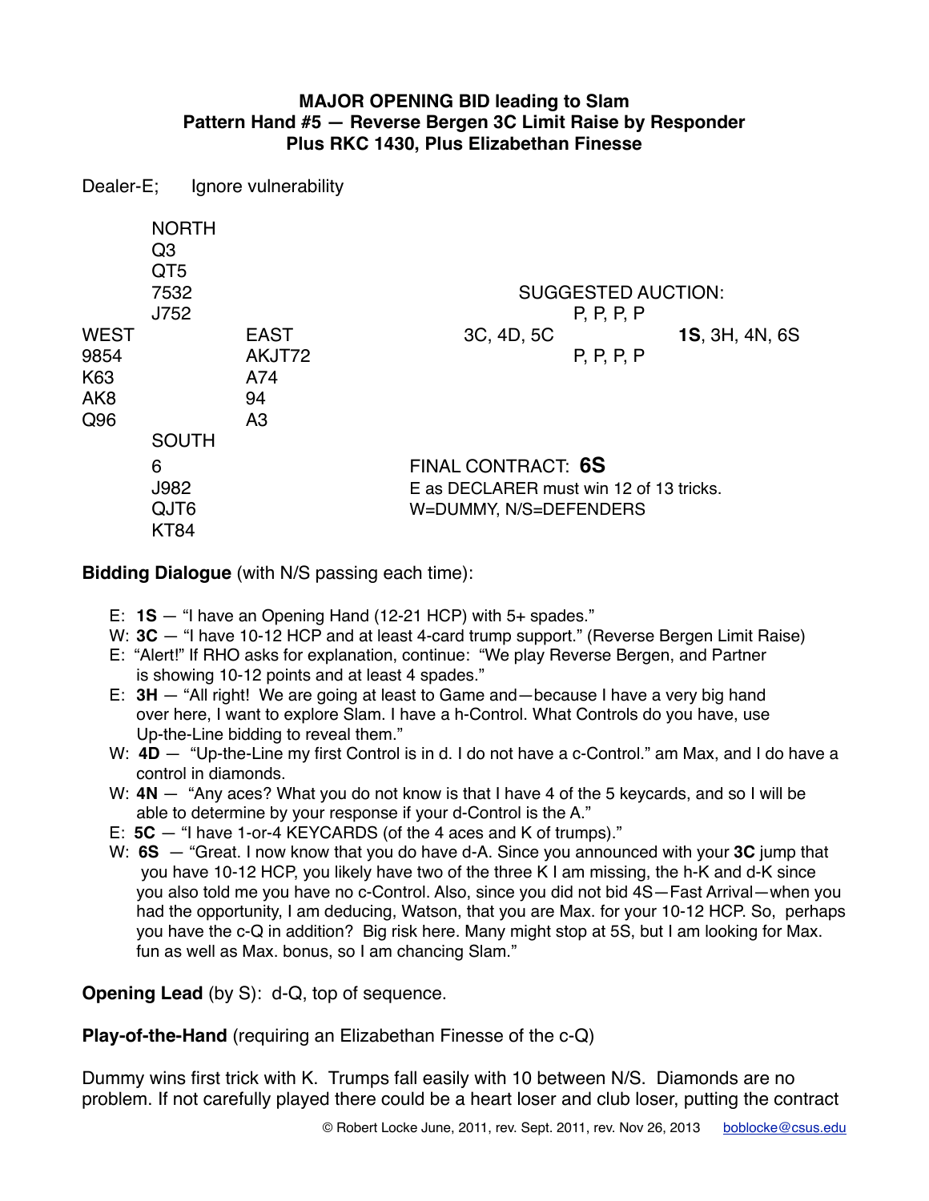**MAJOR OPENING BID leading to Slam**
**Pattern Hand #5 — Reverse Bergen 3C Limit Raise by Responder**
**Plus RKC 1430, Plus Elizabethan Finesse**

Dealer-E; Ignore vulnerability

```
        NORTH
        Q3
        QT5
        7532
        J752
WEST            EAST
9854            AKJT72
K63             A74
AK8             94
Q96             A3
        SOUTH
        6
        J982
        QJT6
        KT84
```

SUGGESTED AUCTION:

| | | |
|---|---|---|
| | P, P, P, P | |
| 3C, 4D, 5C | | **1S**, 3H, 4N, 6S |
| | P, P, P, P | |

FINAL CONTRACT: **6S**
E as DECLARER must win 12 of 13 tricks.
W=DUMMY, N/S=DEFENDERS

**Bidding Dialogue** (with N/S passing each time):

- E: **1S** — "I have an Opening Hand (12-21 HCP) with 5+ spades."
- W: **3C** — "I have 10-12 HCP and at least 4-card trump support." (Reverse Bergen Limit Raise)
- E: "Alert!" If RHO asks for explanation, continue: "We play Reverse Bergen, and Partner is showing 10-12 points and at least 4 spades."
- E: **3H** — "All right! We are going at least to Game and—because I have a very big hand over here, I want to explore Slam. I have a h-Control. What Controls do you have, use Up-the-Line bidding to reveal them."
- W: **4D** — "Up-the-Line my first Control is in d. I do not have a c-Control." am Max, and I do have a control in diamonds.
- W: **4N** — "Any aces? What you do not know is that I have 4 of the 5 keycards, and so I will be able to determine by your response if your d-Control is the A."
- E: **5C** — "I have 1-or-4 KEYCARDS (of the 4 aces and K of trumps)."
- W: **6S** — "Great. I now know that you do have d-A. Since you announced with your **3C** jump that you have 10-12 HCP, you likely have two of the three K I am missing, the h-K and d-K since you also told me you have no c-Control. Also, since you did not bid 4S—Fast Arrival—when you had the opportunity, I am deducing, Watson, that you are Max. for your 10-12 HCP. So, perhaps you have the c-Q in addition? Big risk here. Many might stop at 5S, but I am looking for Max. fun as well as Max. bonus, so I am chancing Slam."

**Opening Lead** (by S): d-Q, top of sequence.

**Play-of-the-Hand** (requiring an Elizabethan Finesse of the c-Q)

Dummy wins first trick with K. Trumps fall easily with 10 between N/S. Diamonds are no problem. If not carefully played there could be a heart loser and club loser, putting the contract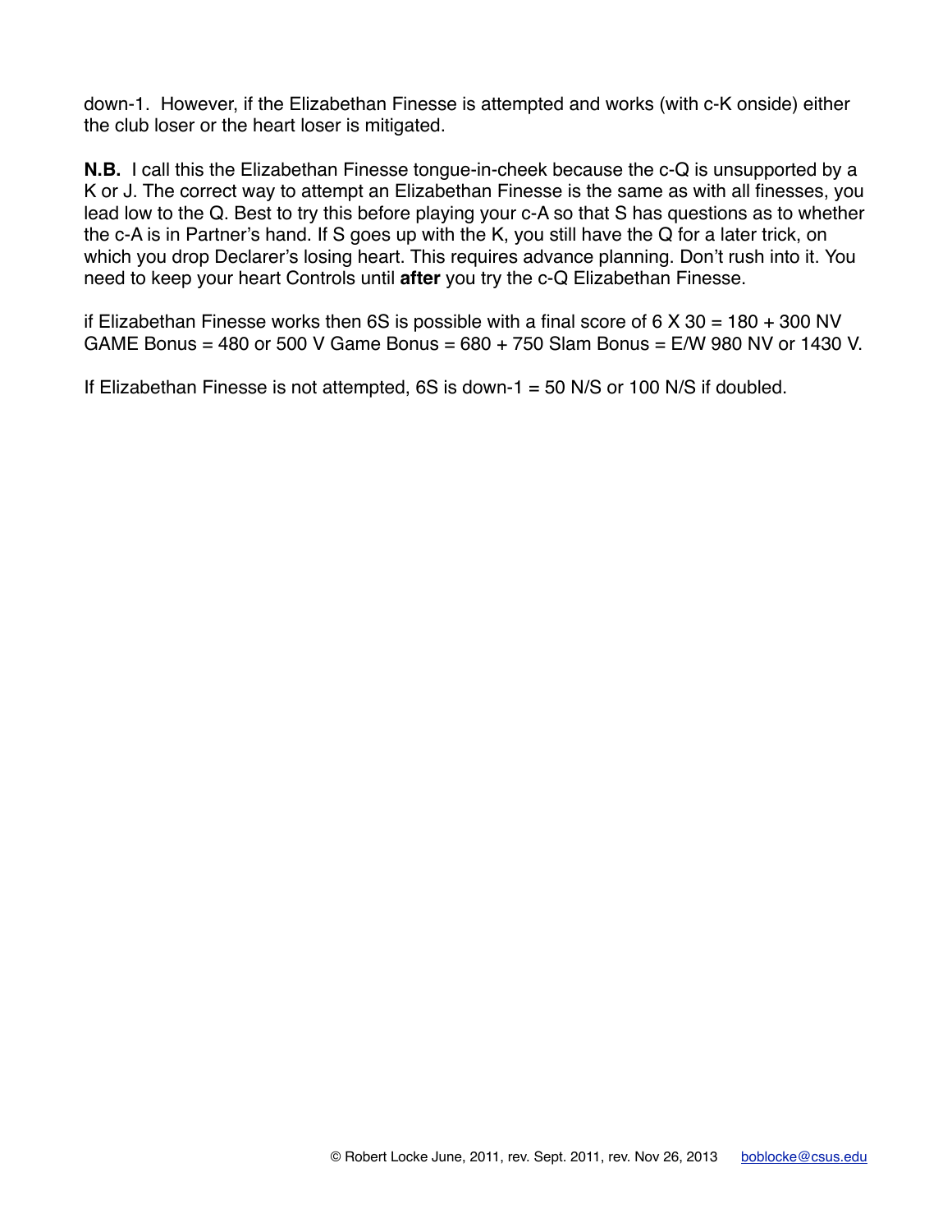down-1. However, if the Elizabethan Finesse is attempted and works (with c-K onside) either the club loser or the heart loser is mitigated.

**N.B.** I call this the Elizabethan Finesse tongue-in-cheek because the c-Q is unsupported by a K or J. The correct way to attempt an Elizabethan Finesse is the same as with all finesses, you lead low to the Q. Best to try this before playing your c-A so that S has questions as to whether the c-A is in Partner's hand. If S goes up with the K, you still have the Q for a later trick, on which you drop Declarer's losing heart. This requires advance planning. Don't rush into it. You need to keep your heart Controls until **after** you try the c-Q Elizabethan Finesse.

if Elizabethan Finesse works then 6S is possible with a final score of 6 X 30 = 180 + 300 NV GAME Bonus = 480 or 500 V Game Bonus = 680 + 750 Slam Bonus = E/W 980 NV or 1430 V.

If Elizabethan Finesse is not attempted, 6S is down-1 = 50 N/S or 100 N/S if doubled.

© Robert Locke June, 2011, rev. Sept. 2011, rev. Nov 26, 2013 boblocke@csus.edu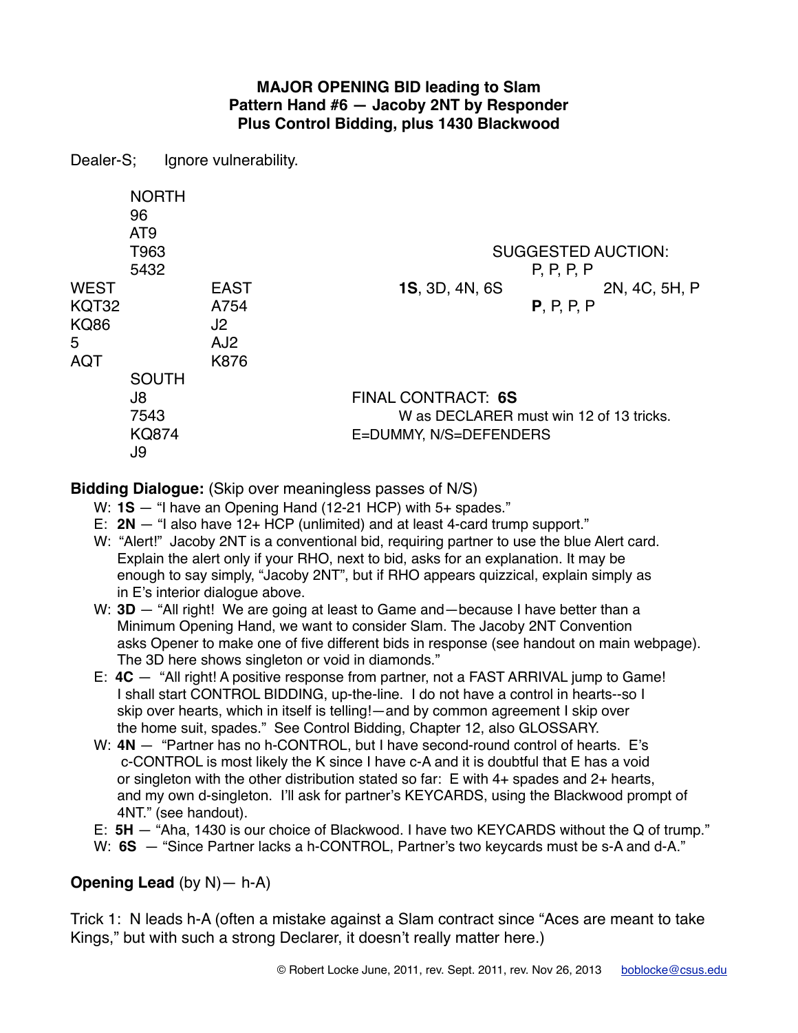**MAJOR OPENING BID leading to Slam**
**Pattern Hand #6 — Jacoby 2NT by Responder**
**Plus Control Bidding, plus 1430 Blackwood**

Dealer-S; Ignore vulnerability.

```
        NORTH
        96
        AT9
        T963
        5432
WEST              EAST
KQT32             A754
KQ86              J2
5                 AJ2
AQT               K876
        SOUTH
        J8
        7543
        KQ874
        J9
```

SUGGESTED AUCTION:

| | | |
|---|---|---|
| | P, P, P, P | |
| **1S**, 3D, 4N, 6S | | 2N, 4C, 5H, P |
| | **P**, P, P, P | |

FINAL CONTRACT: **6S**
W as DECLARER must win 12 of 13 tricks.
E=DUMMY, N/S=DEFENDERS

**Bidding Dialogue:** (Skip over meaningless passes of N/S)

- W: **1S** — "I have an Opening Hand (12-21 HCP) with 5+ spades."
- E: **2N** — "I also have 12+ HCP (unlimited) and at least 4-card trump support."
- W: "Alert!" Jacoby 2NT is a conventional bid, requiring partner to use the blue Alert card. Explain the alert only if your RHO, next to bid, asks for an explanation. It may be enough to say simply, "Jacoby 2NT", but if RHO appears quizzical, explain simply as in E's interior dialogue above.
- W: **3D** — "All right! We are going at least to Game and—because I have better than a Minimum Opening Hand, we want to consider Slam. The Jacoby 2NT Convention asks Opener to make one of five different bids in response (see handout on main webpage). The 3D here shows singleton or void in diamonds."
- E: **4C** — "All right! A positive response from partner, not a FAST ARRIVAL jump to Game! I shall start CONTROL BIDDING, up-the-line. I do not have a control in hearts--so I skip over hearts, which in itself is telling!—and by common agreement I skip over the home suit, spades." See Control Bidding, Chapter 12, also GLOSSARY.
- W: **4N** — "Partner has no h-CONTROL, but I have second-round control of hearts. E's c-CONTROL is most likely the K since I have c-A and it is doubtful that E has a void or singleton with the other distribution stated so far: E with 4+ spades and 2+ hearts, and my own d-singleton. I'll ask for partner's KEYCARDS, using the Blackwood prompt of 4NT." (see handout).
- E: **5H** — "Aha, 1430 is our choice of Blackwood. I have two KEYCARDS without the Q of trump."
- W: **6S** — "Since Partner lacks a h-CONTROL, Partner's two keycards must be s-A and d-A."

**Opening Lead** (by N)— h-A)

Trick 1: N leads h-A (often a mistake against a Slam contract since "Aces are meant to take Kings," but with such a strong Declarer, it doesn't really matter here.)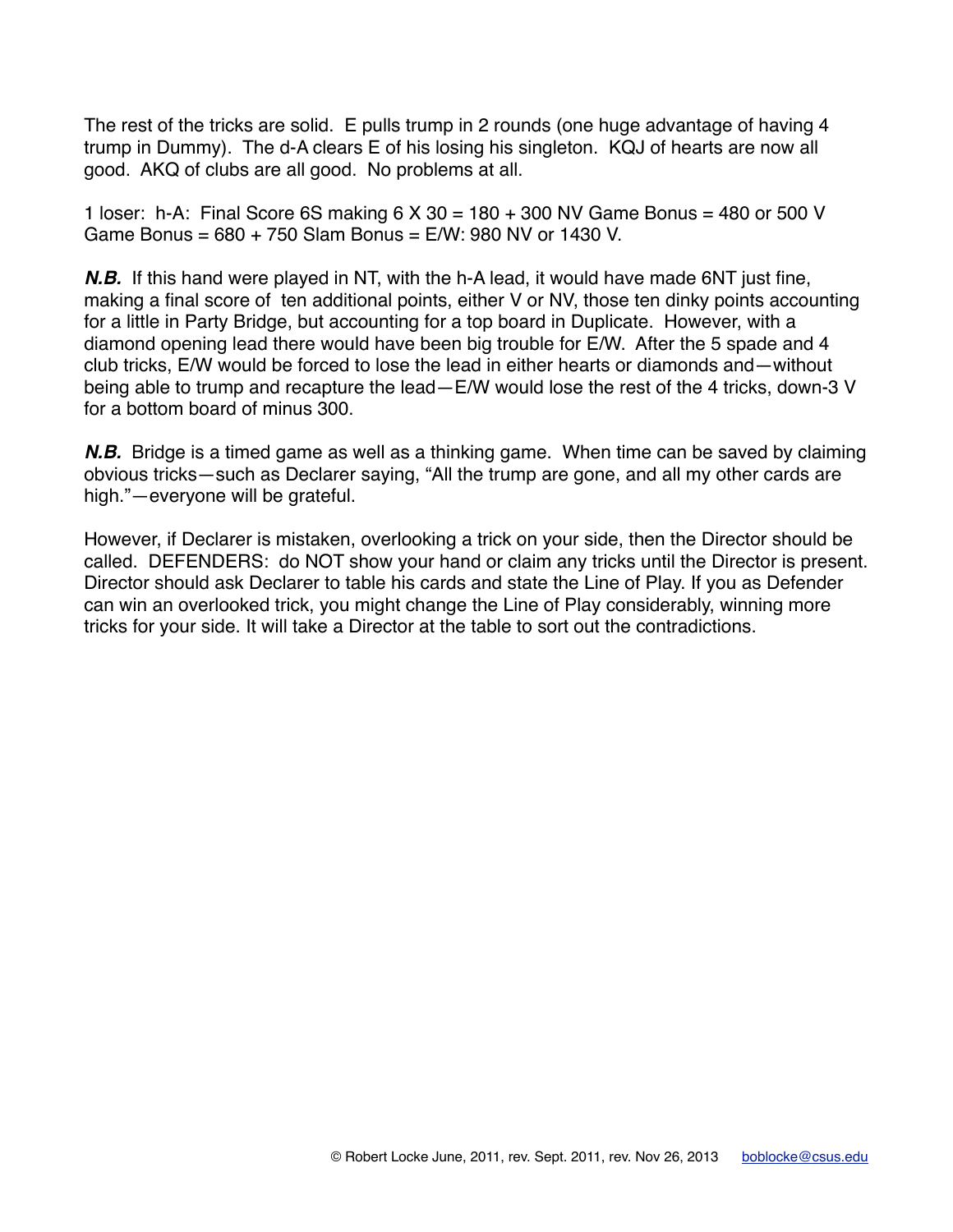The rest of the tricks are solid. E pulls trump in 2 rounds (one huge advantage of having 4 trump in Dummy). The d-A clears E of his losing his singleton. KQJ of hearts are now all good. AKQ of clubs are all good. No problems at all.

1 loser: h-A: Final Score 6S making 6 X 30 = 180 + 300 NV Game Bonus = 480 or 500 V Game Bonus = 680 + 750 Slam Bonus = E/W: 980 NV or 1430 V.

***N.B.*** If this hand were played in NT, with the h-A lead, it would have made 6NT just fine, making a final score of ten additional points, either V or NV, those ten dinky points accounting for a little in Party Bridge, but accounting for a top board in Duplicate. However, with a diamond opening lead there would have been big trouble for E/W. After the 5 spade and 4 club tricks, E/W would be forced to lose the lead in either hearts or diamonds and—without being able to trump and recapture the lead—E/W would lose the rest of the 4 tricks, down-3 V for a bottom board of minus 300.

***N.B.*** Bridge is a timed game as well as a thinking game. When time can be saved by claiming obvious tricks—such as Declarer saying, "All the trump are gone, and all my other cards are high."—everyone will be grateful.

However, if Declarer is mistaken, overlooking a trick on your side, then the Director should be called. DEFENDERS: do NOT show your hand or claim any tricks until the Director is present. Director should ask Declarer to table his cards and state the Line of Play. If you as Defender can win an overlooked trick, you might change the Line of Play considerably, winning more tricks for your side. It will take a Director at the table to sort out the contradictions.

© Robert Locke June, 2011, rev. Sept. 2011, rev. Nov 26, 2013 boblocke@csus.edu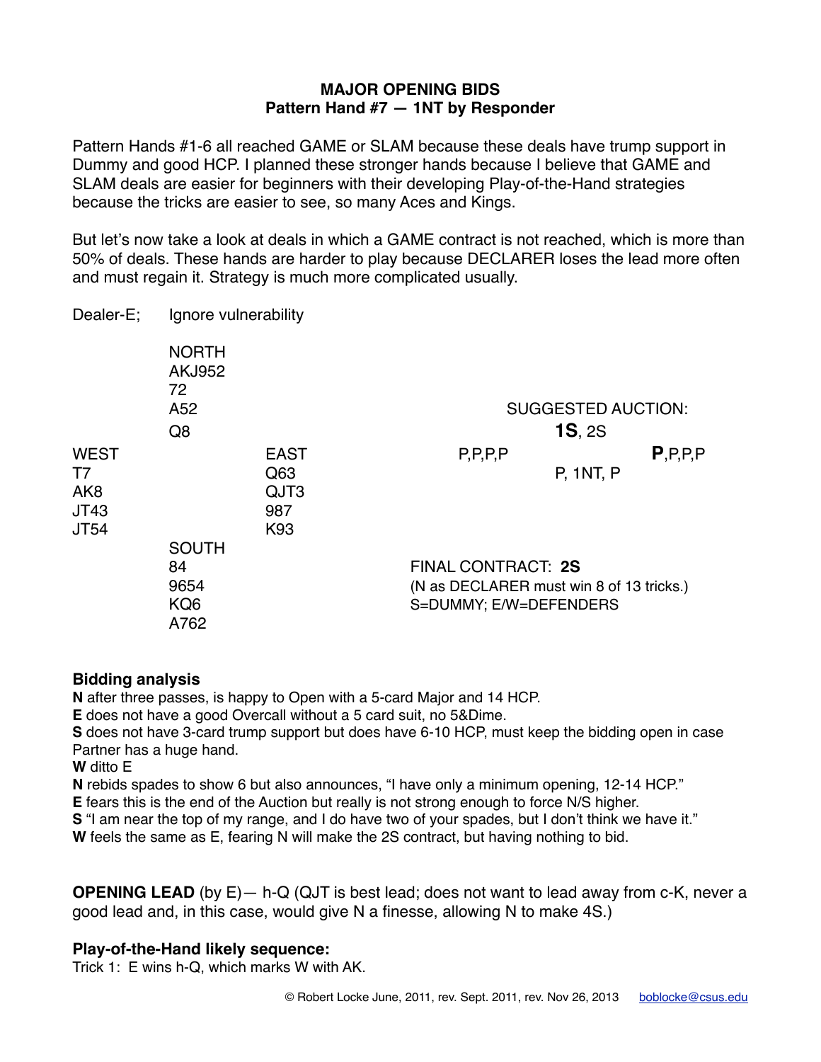# MAJOR OPENING BIDS
## Pattern Hand #7 — 1NT by Responder

Pattern Hands #1-6 all reached GAME or SLAM because these deals have trump support in Dummy and good HCP. I planned these stronger hands because I believe that GAME and SLAM deals are easier for beginners with their developing Play-of-the-Hand strategies because the tricks are easier to see, so many Aces and Kings.

But let's now take a look at deals in which a GAME contract is not reached, which is more than 50% of deals. These hands are harder to play because DECLARER loses the lead more often and must regain it. Strategy is much more complicated usually.

Dealer-E; Ignore vulnerability

```
            NORTH
            AKJ952
            72
            A52
            Q8
WEST                    EAST
T7                      Q63
AK8                     QJT3
JT43                    987
JT54                    K93
            SOUTH
            84
            9654
            KQ6
            A762
```

SUGGESTED AUCTION:

```
                 1S, 2S
P,P,P,P                     P,P,P,P
                 P, 1NT, P
```

FINAL CONTRACT: **2S**

(N as DECLARER must win 8 of 13 tricks.)

S=DUMMY; E/W=DEFENDERS

### Bidding analysis

**N** after three passes, is happy to Open with a 5-card Major and 14 HCP.

**E** does not have a good Overcall without a 5 card suit, no 5&Dime.

**S** does not have 3-card trump support but does have 6-10 HCP, must keep the bidding open in case Partner has a huge hand.

**W** ditto E

**N** rebids spades to show 6 but also announces, "I have only a minimum opening, 12-14 HCP."

**E** fears this is the end of the Auction but really is not strong enough to force N/S higher.

**S** "I am near the top of my range, and I do have two of your spades, but I don't think we have it."

**W** feels the same as E, fearing N will make the 2S contract, but having nothing to bid.

**OPENING LEAD** (by E)— h-Q (QJT is best lead; does not want to lead away from c-K, never a good lead and, in this case, would give N a finesse, allowing N to make 4S.)

### Play-of-the-Hand likely sequence:

Trick 1: E wins h-Q, which marks W with AK.

© Robert Locke June, 2011, rev. Sept. 2011, rev. Nov 26, 2013 boblocke@csus.edu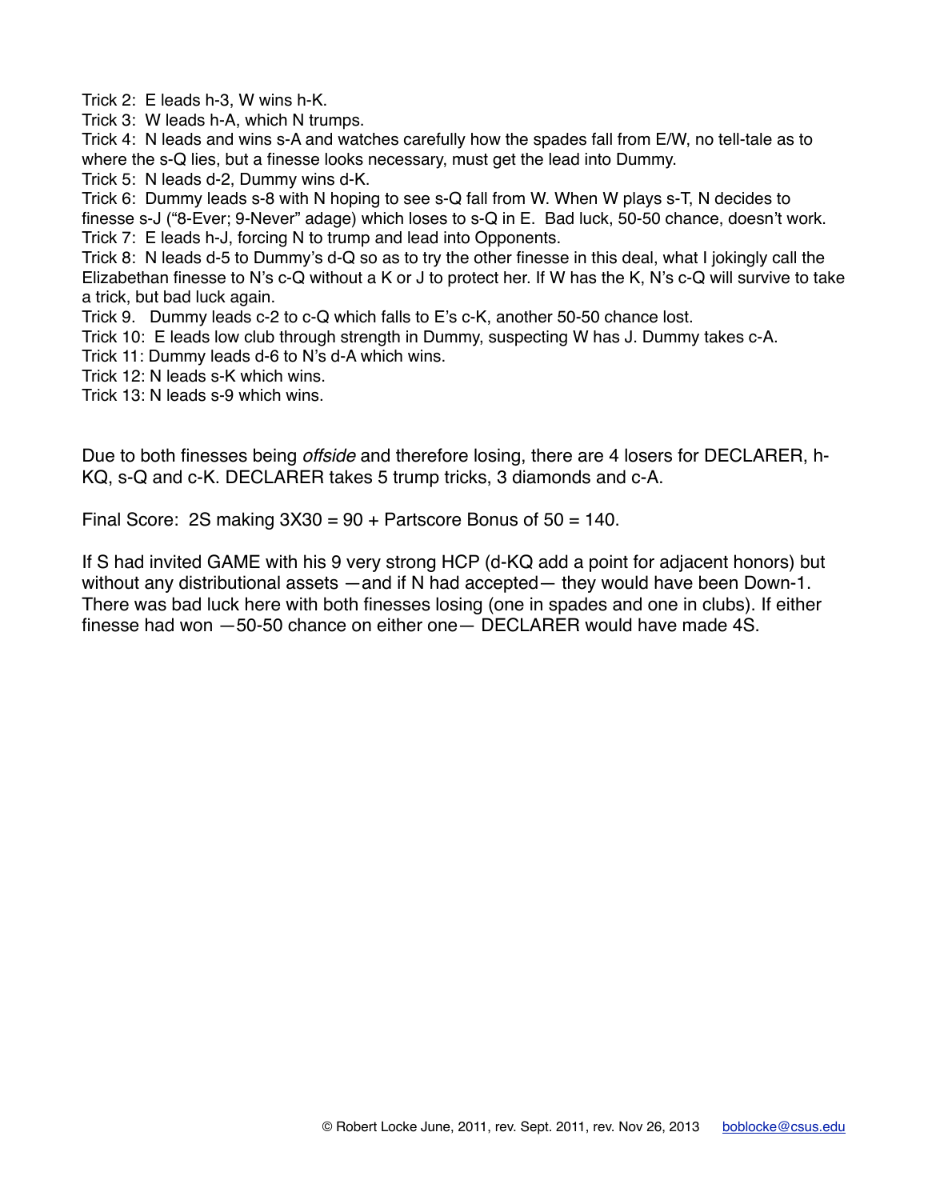Trick 2: E leads h-3, W wins h-K.
Trick 3: W leads h-A, which N trumps.
Trick 4: N leads and wins s-A and watches carefully how the spades fall from E/W, no tell-tale as to where the s-Q lies, but a finesse looks necessary, must get the lead into Dummy.
Trick 5: N leads d-2, Dummy wins d-K.
Trick 6: Dummy leads s-8 with N hoping to see s-Q fall from W. When W plays s-T, N decides to finesse s-J ("8-Ever; 9-Never" adage) which loses to s-Q in E. Bad luck, 50-50 chance, doesn't work.
Trick 7: E leads h-J, forcing N to trump and lead into Opponents.
Trick 8: N leads d-5 to Dummy's d-Q so as to try the other finesse in this deal, what I jokingly call the Elizabethan finesse to N's c-Q without a K or J to protect her. If W has the K, N's c-Q will survive to take a trick, but bad luck again.
Trick 9. Dummy leads c-2 to c-Q which falls to E's c-K, another 50-50 chance lost.
Trick 10: E leads low club through strength in Dummy, suspecting W has J. Dummy takes c-A.
Trick 11: Dummy leads d-6 to N's d-A which wins.
Trick 12: N leads s-K which wins.
Trick 13: N leads s-9 which wins.

Due to both finesses being *offside* and therefore losing, there are 4 losers for DECLARER, h-KQ, s-Q and c-K. DECLARER takes 5 trump tricks, 3 diamonds and c-A.

Final Score: 2S making 3X30 = 90 + Partscore Bonus of 50 = 140.

If S had invited GAME with his 9 very strong HCP (d-KQ add a point for adjacent honors) but without any distributional assets —and if N had accepted— they would have been Down-1. There was bad luck here with both finesses losing (one in spades and one in clubs). If either finesse had won —50-50 chance on either one— DECLARER would have made 4S.

© Robert Locke June, 2011, rev. Sept. 2011, rev. Nov 26, 2013 boblocke@csus.edu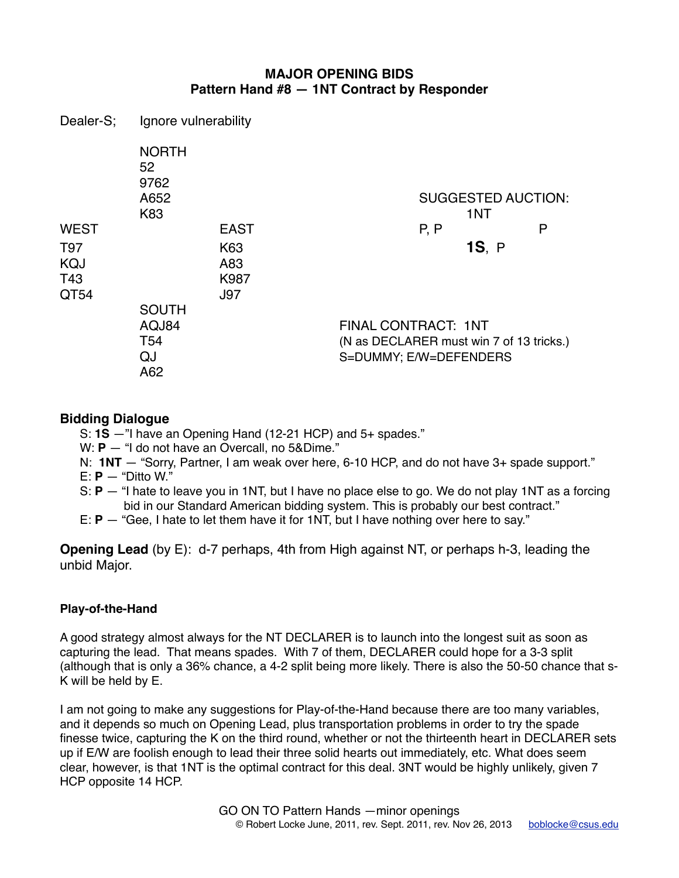**MAJOR OPENING BIDS**
**Pattern Hand #8 — 1NT Contract by Responder**

Dealer-S; Ignore vulnerability

```
          NORTH
          52
          9762
          A652
          K83
WEST                EAST
T97                 K63
KQJ                 A83
T43                 K987
QT54                J97
          SOUTH
          AQJ84
          T54
          QJ
          A62
```

SUGGESTED AUCTION:

```
        1NT
P, P              P
        1S, P
```

FINAL CONTRACT: 1NT
(N as DECLARER must win 7 of 13 tricks.)
S=DUMMY; E/W=DEFENDERS

### Bidding Dialogue

- S: **1S** —"I have an Opening Hand (12-21 HCP) and 5+ spades."
- W: **P** — "I do not have an Overcall, no 5&Dime."
- N: **1NT** — "Sorry, Partner, I am weak over here, 6-10 HCP, and do not have 3+ spade support."
- E: **P** — "Ditto W."
- S: **P** — "I hate to leave you in 1NT, but I have no place else to go. We do not play 1NT as a forcing bid in our Standard American bidding system. This is probably our best contract."
- E: **P** — "Gee, I hate to let them have it for 1NT, but I have nothing over here to say."

**Opening Lead** (by E): d-7 perhaps, 4th from High against NT, or perhaps h-3, leading the unbid Major.

#### Play-of-the-Hand

A good strategy almost always for the NT DECLARER is to launch into the longest suit as soon as capturing the lead. That means spades. With 7 of them, DECLARER could hope for a 3-3 split (although that is only a 36% chance, a 4-2 split being more likely. There is also the 50-50 chance that s-K will be held by E.

I am not going to make any suggestions for Play-of-the-Hand because there are too many variables, and it depends so much on Opening Lead, plus transportation problems in order to try the spade finesse twice, capturing the K on the third round, whether or not the thirteenth heart in DECLARER sets up if E/W are foolish enough to lead their three solid hearts out immediately, etc. What does seem clear, however, is that 1NT is the optimal contract for this deal. 3NT would be highly unlikely, given 7 HCP opposite 14 HCP.

GO ON TO Pattern Hands —minor openings

© Robert Locke June, 2011, rev. Sept. 2011, rev. Nov 26, 2013 boblocke@csus.edu